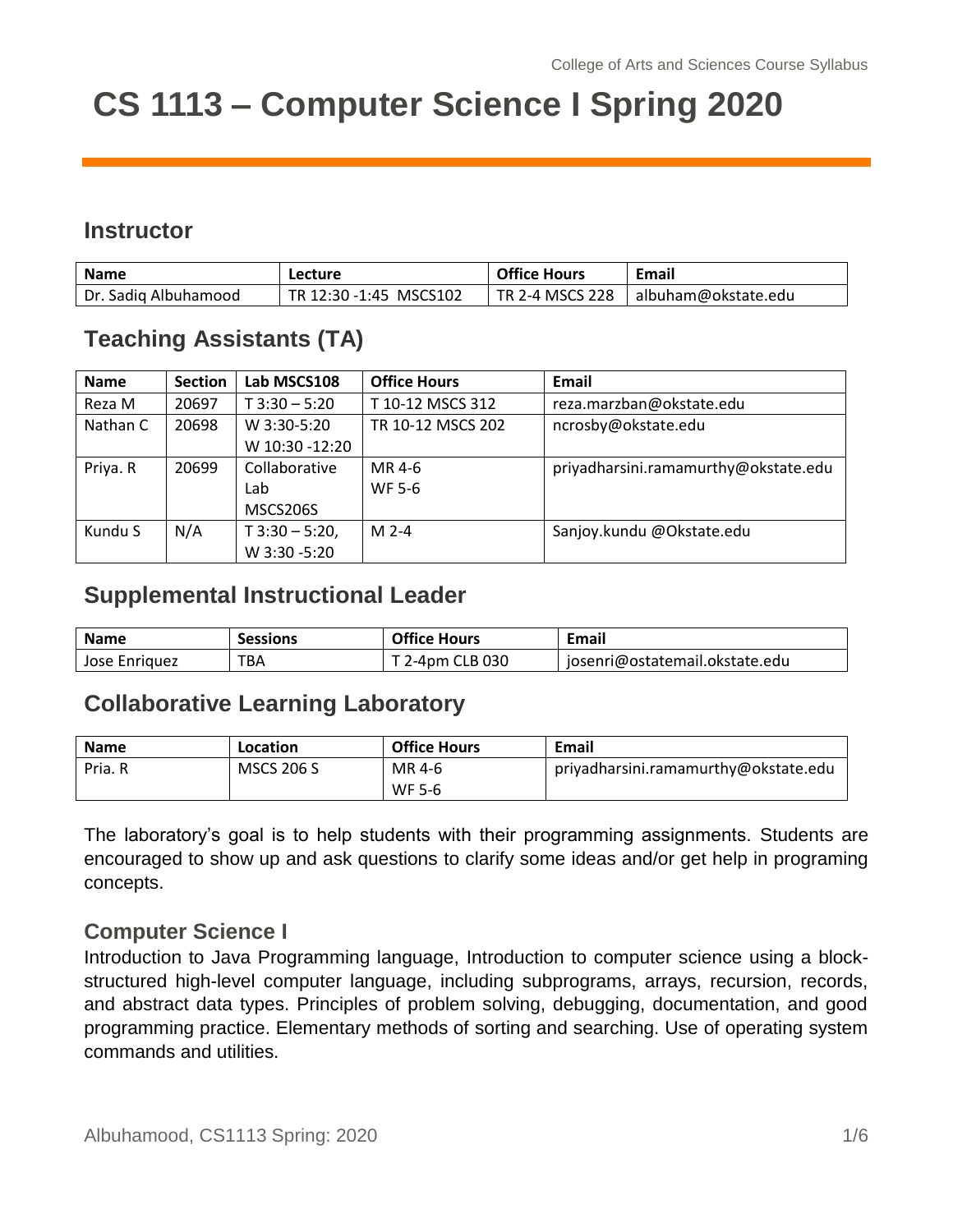# CS 1113 – Computer Science I Spring 2020

## Instructor

| Name | Lecture | Office Hours | Email |
|---|---|---|---|
| Dr. Sadiq Albuhamood | TR 12:30 -1:45 MSCS102 | TR 2-4 MSCS 228 | albuham@okstate.edu |

## Teaching Assistants (TA)

| Name | Section | Lab MSCS108 | Office Hours | Email |
|---|---|---|---|---|
| Reza M | 20697 | T 3:30 – 5:20 | T 10-12 MSCS 312 | reza.marzban@okstate.edu |
| Nathan C | 20698 | W 3:30-5:20<br>W 10:30 -12:20 | TR 10-12 MSCS 202 | ncrosby@okstate.edu |
| Priya. R | 20699 | Collaborative Lab MSCS206S | MR 4-6<br>WF 5-6 | priyadharsini.ramamurthy@okstate.edu |
| Kundu S | N/A | T 3:30 – 5:20,<br>W 3:30 -5:20 | M 2-4 | Sanjoy.kundu @Okstate.edu |

## Supplemental Instructional Leader

| Name | Sessions | Office Hours | Email |
|---|---|---|---|
| Jose Enriquez | TBA | T 2-4pm CLB 030 | josenri@ostatemail.okstate.edu |

## Collaborative Learning Laboratory

| Name | Location | Office Hours | Email |
|---|---|---|---|
| Pria. R | MSCS 206 S | MR 4-6<br>WF 5-6 | priyadharsini.ramamurthy@okstate.edu |

The laboratory's goal is to help students with their programming assignments. Students are encouraged to show up and ask questions to clarify some ideas and/or get help in programing concepts.

### Computer Science I

Introduction to Java Programming language, Introduction to computer science using a block-structured high-level computer language, including subprograms, arrays, recursion, records, and abstract data types. Principles of problem solving, debugging, documentation, and good programming practice. Elementary methods of sorting and searching. Use of operating system commands and utilities.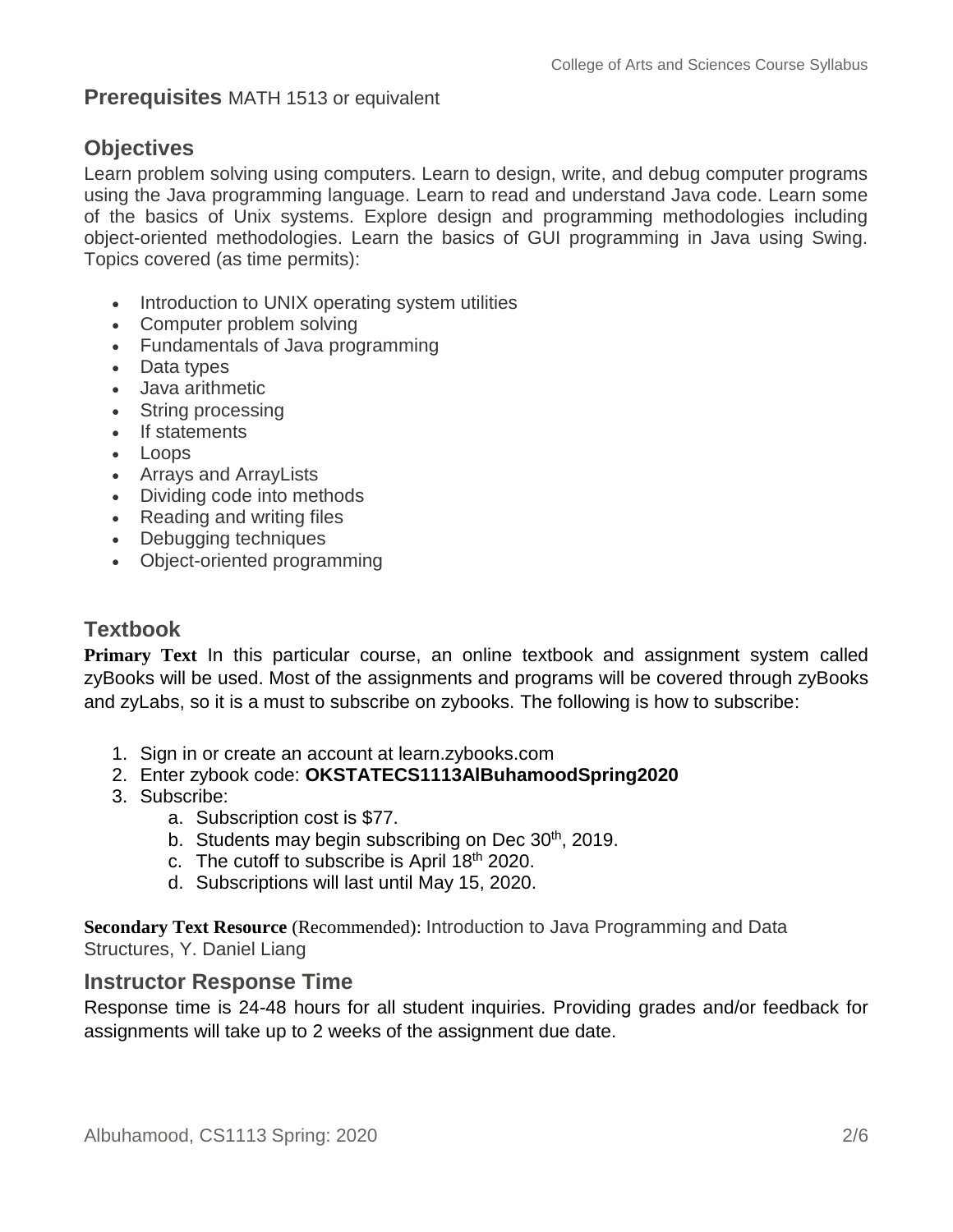## Prerequisites

MATH 1513 or equivalent

## Objectives

Learn problem solving using computers. Learn to design, write, and debug computer programs using the Java programming language. Learn to read and understand Java code. Learn some of the basics of Unix systems. Explore design and programming methodologies including object-oriented methodologies. Learn the basics of GUI programming in Java using Swing. Topics covered (as time permits):

- Introduction to UNIX operating system utilities
- Computer problem solving
- Fundamentals of Java programming
- Data types
- Java arithmetic
- String processing
- If statements
- Loops
- Arrays and ArrayLists
- Dividing code into methods
- Reading and writing files
- Debugging techniques
- Object-oriented programming

## Textbook

**Primary Text** In this particular course, an online textbook and assignment system called zyBooks will be used. Most of the assignments and programs will be covered through zyBooks and zyLabs, so it is a must to subscribe on zybooks. The following is how to subscribe:

1. Sign in or create an account at learn.zybooks.com
2. Enter zybook code: **OKSTATECS1113AlBuhamoodSpring2020**
3. Subscribe:
   a. Subscription cost is $77.
   b. Students may begin subscribing on Dec 30th, 2019.
   c. The cutoff to subscribe is April 18th 2020.
   d. Subscriptions will last until May 15, 2020.

**Secondary Text Resource** (Recommended): Introduction to Java Programming and Data Structures, Y. Daniel Liang

## Instructor Response Time

Response time is 24-48 hours for all student inquiries. Providing grades and/or feedback for assignments will take up to 2 weeks of the assignment due date.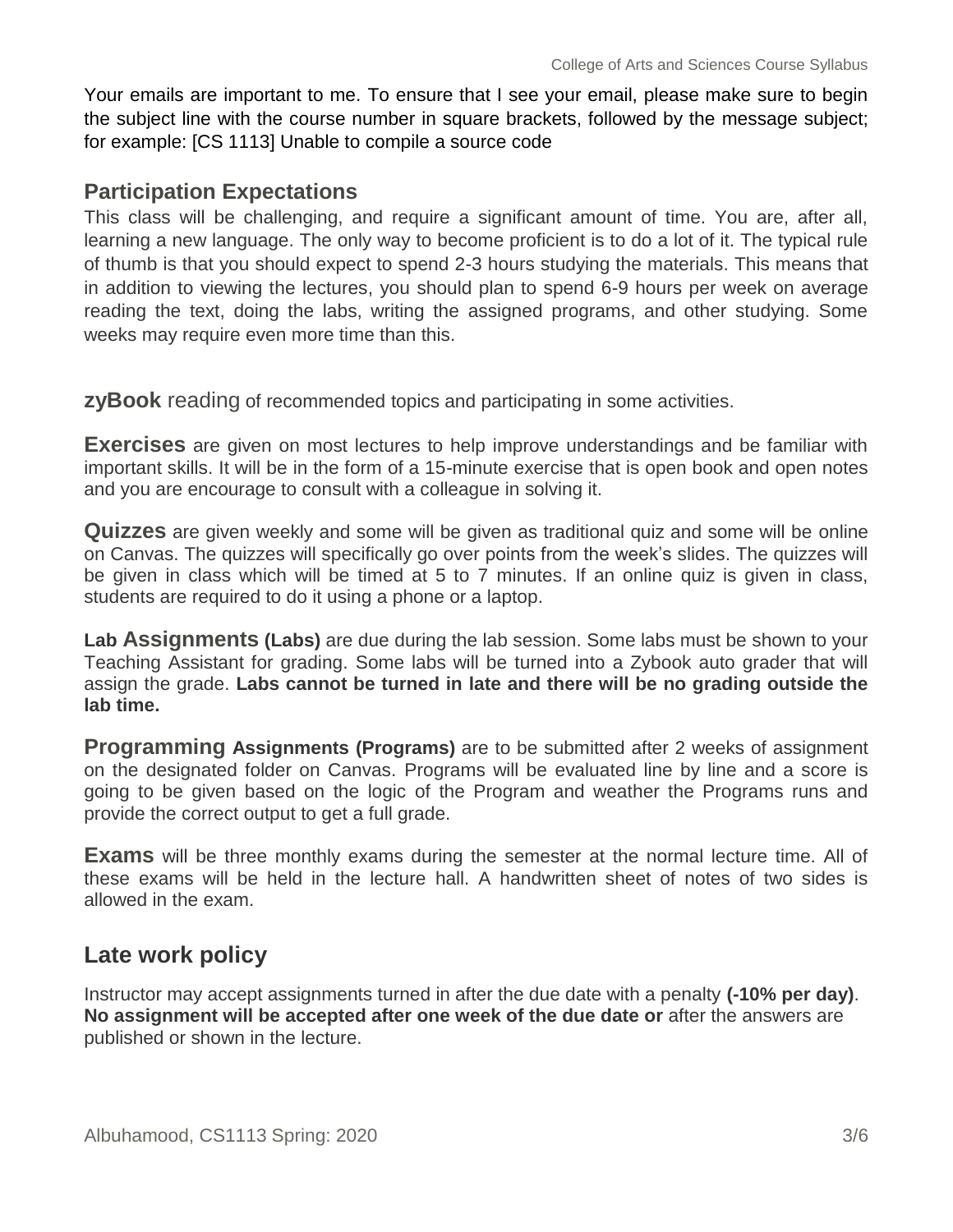Your emails are important to me. To ensure that I see your email, please make sure to begin the subject line with the course number in square brackets, followed by the message subject; for example: [CS 1113] Unable to compile a source code

## Participation Expectations

This class will be challenging, and require a significant amount of time. You are, after all, learning a new language. The only way to become proficient is to do a lot of it. The typical rule of thumb is that you should expect to spend 2-3 hours studying the materials. This means that in addition to viewing the lectures, you should plan to spend 6-9 hours per week on average reading the text, doing the labs, writing the assigned programs, and other studying. Some weeks may require even more time than this.

**zyBook** reading of recommended topics and participating in some activities.

**Exercises** are given on most lectures to help improve understandings and be familiar with important skills. It will be in the form of a 15-minute exercise that is open book and open notes and you are encourage to consult with a colleague in solving it.

**Quizzes** are given weekly and some will be given as traditional quiz and some will be online on Canvas. The quizzes will specifically go over points from the week's slides. The quizzes will be given in class which will be timed at 5 to 7 minutes. If an online quiz is given in class, students are required to do it using a phone or a laptop.

**Lab Assignments (Labs)** are due during the lab session. Some labs must be shown to your Teaching Assistant for grading. Some labs will be turned into a Zybook auto grader that will assign the grade. **Labs cannot be turned in late and there will be no grading outside the lab time.**

**Programming Assignments (Programs)** are to be submitted after 2 weeks of assignment on the designated folder on Canvas. Programs will be evaluated line by line and a score is going to be given based on the logic of the Program and weather the Programs runs and provide the correct output to get a full grade.

**Exams** will be three monthly exams during the semester at the normal lecture time. All of these exams will be held in the lecture hall. A handwritten sheet of notes of two sides is allowed in the exam.

## Late work policy

Instructor may accept assignments turned in after the due date with a penalty **(-10% per day)**. **No assignment will be accepted after one week of the due date or** after the answers are published or shown in the lecture.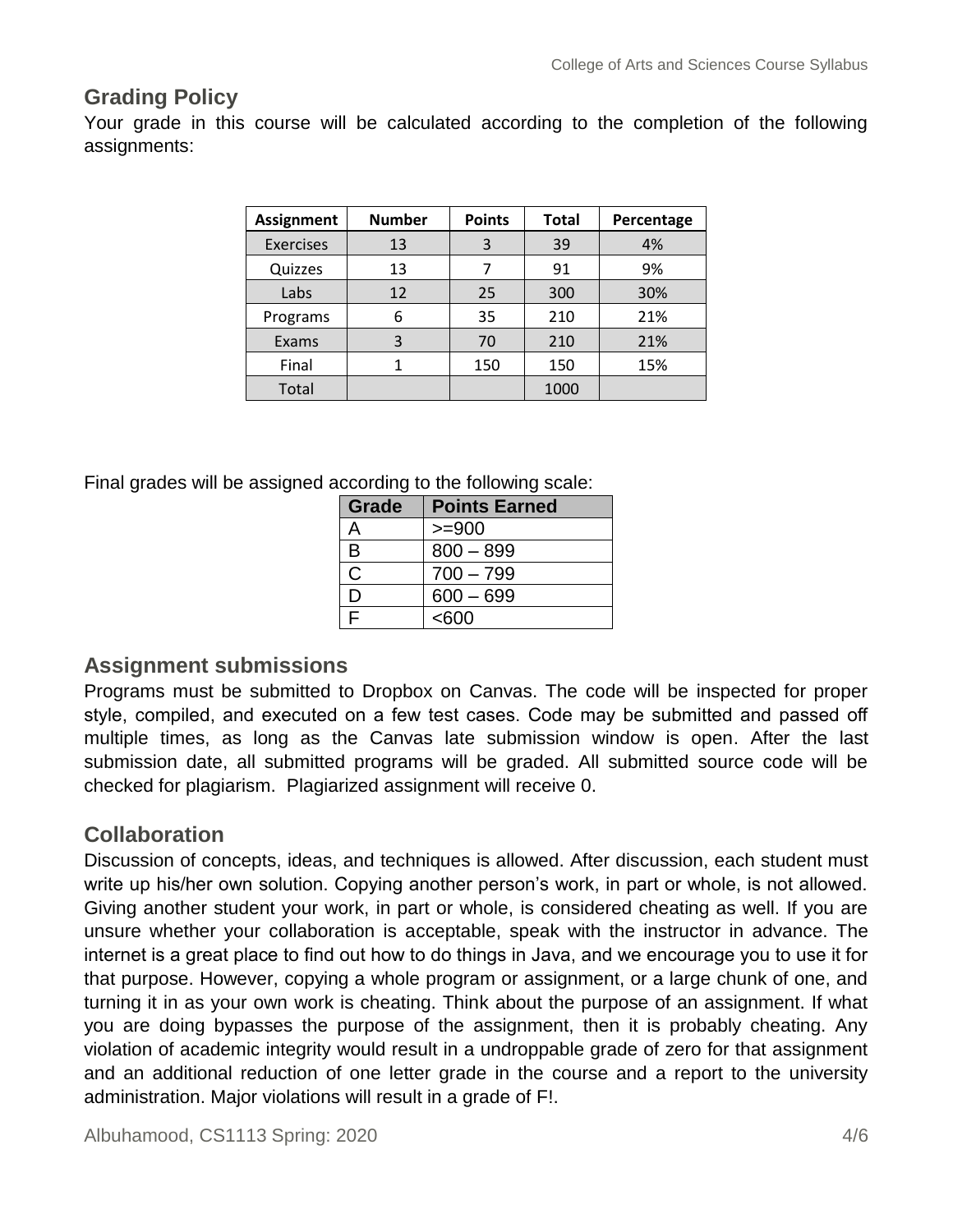## Grading Policy

Your grade in this course will be calculated according to the completion of the following assignments:

| Assignment | Number | Points | Total | Percentage |
|---|---|---|---|---|
| Exercises | 13 | 3 | 39 | 4% |
| Quizzes | 13 | 7 | 91 | 9% |
| Labs | 12 | 25 | 300 | 30% |
| Programs | 6 | 35 | 210 | 21% |
| Exams | 3 | 70 | 210 | 21% |
| Final | 1 | 150 | 150 | 15% |
| Total | | | 1000 | |

Final grades will be assigned according to the following scale:

| Grade | Points Earned |
|---|---|
| A | >=900 |
| B | 800 – 899 |
| C | 700 – 799 |
| D | 600 – 699 |
| F | <600 |

## Assignment submissions

Programs must be submitted to Dropbox on Canvas. The code will be inspected for proper style, compiled, and executed on a few test cases. Code may be submitted and passed off multiple times, as long as the Canvas late submission window is open. After the last submission date, all submitted programs will be graded. All submitted source code will be checked for plagiarism. Plagiarized assignment will receive 0.

## Collaboration

Discussion of concepts, ideas, and techniques is allowed. After discussion, each student must write up his/her own solution. Copying another person's work, in part or whole, is not allowed. Giving another student your work, in part or whole, is considered cheating as well. If you are unsure whether your collaboration is acceptable, speak with the instructor in advance. The internet is a great place to find out how to do things in Java, and we encourage you to use it for that purpose. However, copying a whole program or assignment, or a large chunk of one, and turning it in as your own work is cheating. Think about the purpose of an assignment. If what you are doing bypasses the purpose of the assignment, then it is probably cheating. Any violation of academic integrity would result in a undroppable grade of zero for that assignment and an additional reduction of one letter grade in the course and a report to the university administration. Major violations will result in a grade of F!.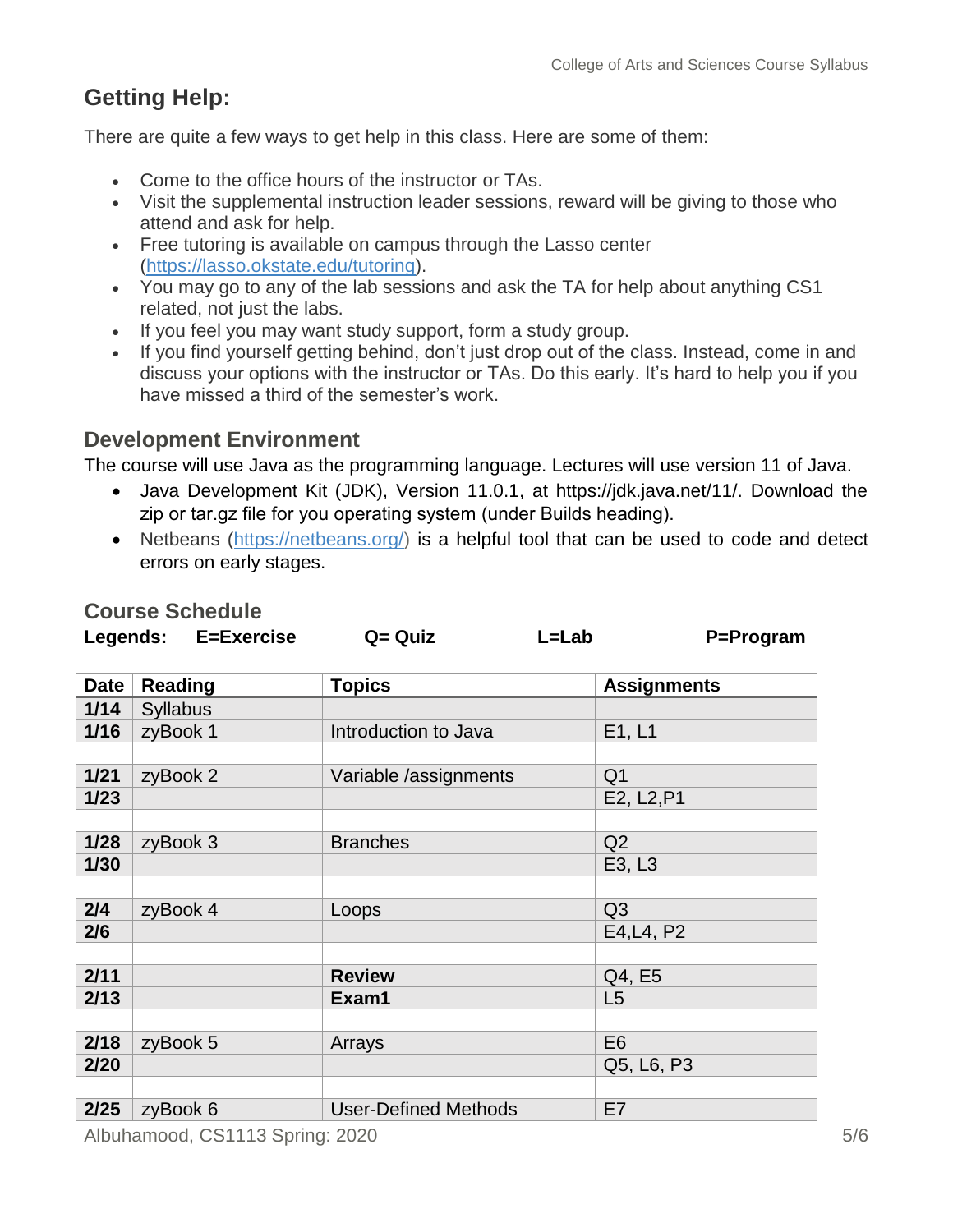## Getting Help:

There are quite a few ways to get help in this class. Here are some of them:

- Come to the office hours of the instructor or TAs.
- Visit the supplemental instruction leader sessions, reward will be giving to those who attend and ask for help.
- Free tutoring is available on campus through the Lasso center (https://lasso.okstate.edu/tutoring).
- You may go to any of the lab sessions and ask the TA for help about anything CS1 related, not just the labs.
- If you feel you may want study support, form a study group.
- If you find yourself getting behind, don't just drop out of the class. Instead, come in and discuss your options with the instructor or TAs. Do this early. It's hard to help you if you have missed a third of the semester's work.

### Development Environment

The course will use Java as the programming language. Lectures will use version 11 of Java.

- Java Development Kit (JDK), Version 11.0.1, at https://jdk.java.net/11/. Download the zip or tar.gz file for you operating system (under Builds heading).
- Netbeans (https://netbeans.org/) is a helpful tool that can be used to code and detect errors on early stages.

### Course Schedule

**Legends: E=Exercise Q= Quiz L=Lab P=Program**

| Date | Reading | Topics | Assignments |
|---|---|---|---|
| **1/14** | Syllabus | | |
| **1/16** | zyBook 1 | Introduction to Java | E1, L1 |
| | | | |
| **1/21** | zyBook 2 | Variable /assignments | Q1 |
| **1/23** | | | E2, L2,P1 |
| | | | |
| **1/28** | zyBook 3 | Branches | Q2 |
| **1/30** | | | E3, L3 |
| | | | |
| **2/4** | zyBook 4 | Loops | Q3 |
| **2/6** | | | E4,L4, P2 |
| | | | |
| **2/11** | | **Review** | Q4, E5 |
| **2/13** | | **Exam1** | L5 |
| | | | |
| **2/18** | zyBook 5 | Arrays | E6 |
| **2/20** | | | Q5, L6, P3 |
| | | | |
| **2/25** | zyBook 6 | User-Defined Methods | E7 |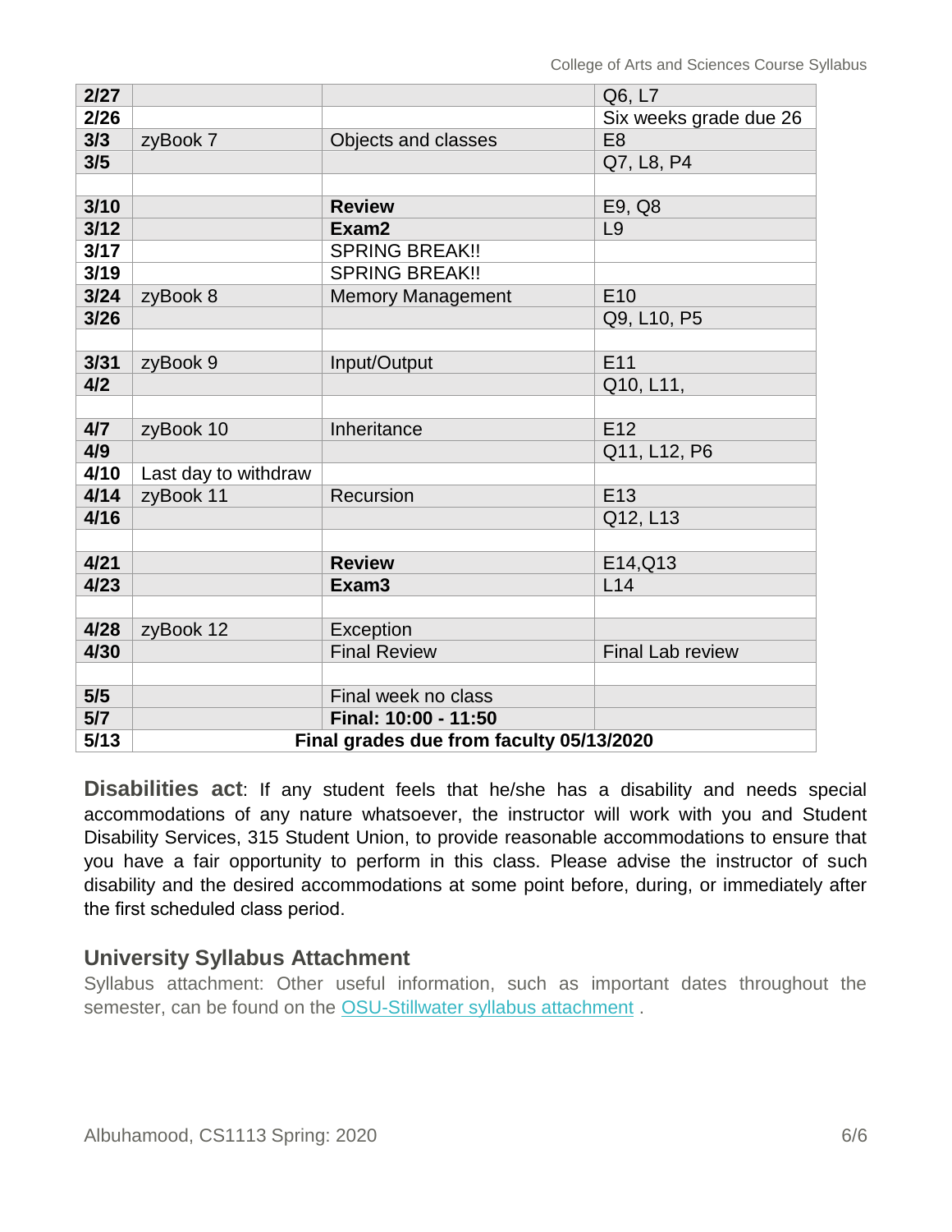| | | | |
|---|---|---|---|
| **2/27** | | | Q6, L7 |
| **2/26** | | | Six weeks grade due 26 |
| **3/3** | zyBook 7 | Objects and classes | E8 |
| **3/5** | | | Q7, L8, P4 |
| | | | |
| **3/10** | | **Review** | E9, Q8 |
| **3/12** | | **Exam2** | L9 |
| **3/17** | | SPRING BREAK!! | |
| **3/19** | | SPRING BREAK!! | |
| **3/24** | zyBook 8 | Memory Management | E10 |
| **3/26** | | | Q9, L10, P5 |
| | | | |
| **3/31** | zyBook 9 | Input/Output | E11 |
| **4/2** | | | Q10, L11, |
| | | | |
| **4/7** | zyBook 10 | Inheritance | E12 |
| **4/9** | | | Q11, L12, P6 |
| **4/10** | Last day to withdraw | | |
| **4/14** | zyBook 11 | Recursion | E13 |
| **4/16** | | | Q12, L13 |
| | | | |
| **4/21** | | **Review** | E14,Q13 |
| **4/23** | | **Exam3** | L14 |
| | | | |
| **4/28** | zyBook 12 | Exception | |
| **4/30** | | Final Review | Final Lab review |
| | | | |
| **5/5** | | Final week no class | |
| **5/7** | | **Final: 10:00 - 11:50** | |
| **5/13** | **Final grades due from faculty 05/13/2020** | | |

**Disabilities act**: If any student feels that he/she has a disability and needs special accommodations of any nature whatsoever, the instructor will work with you and Student Disability Services, 315 Student Union, to provide reasonable accommodations to ensure that you have a fair opportunity to perform in this class. Please advise the instructor of such disability and the desired accommodations at some point before, during, or immediately after the first scheduled class period.

## University Syllabus Attachment

Syllabus attachment: Other useful information, such as important dates throughout the semester, can be found on the OSU-Stillwater syllabus attachment .